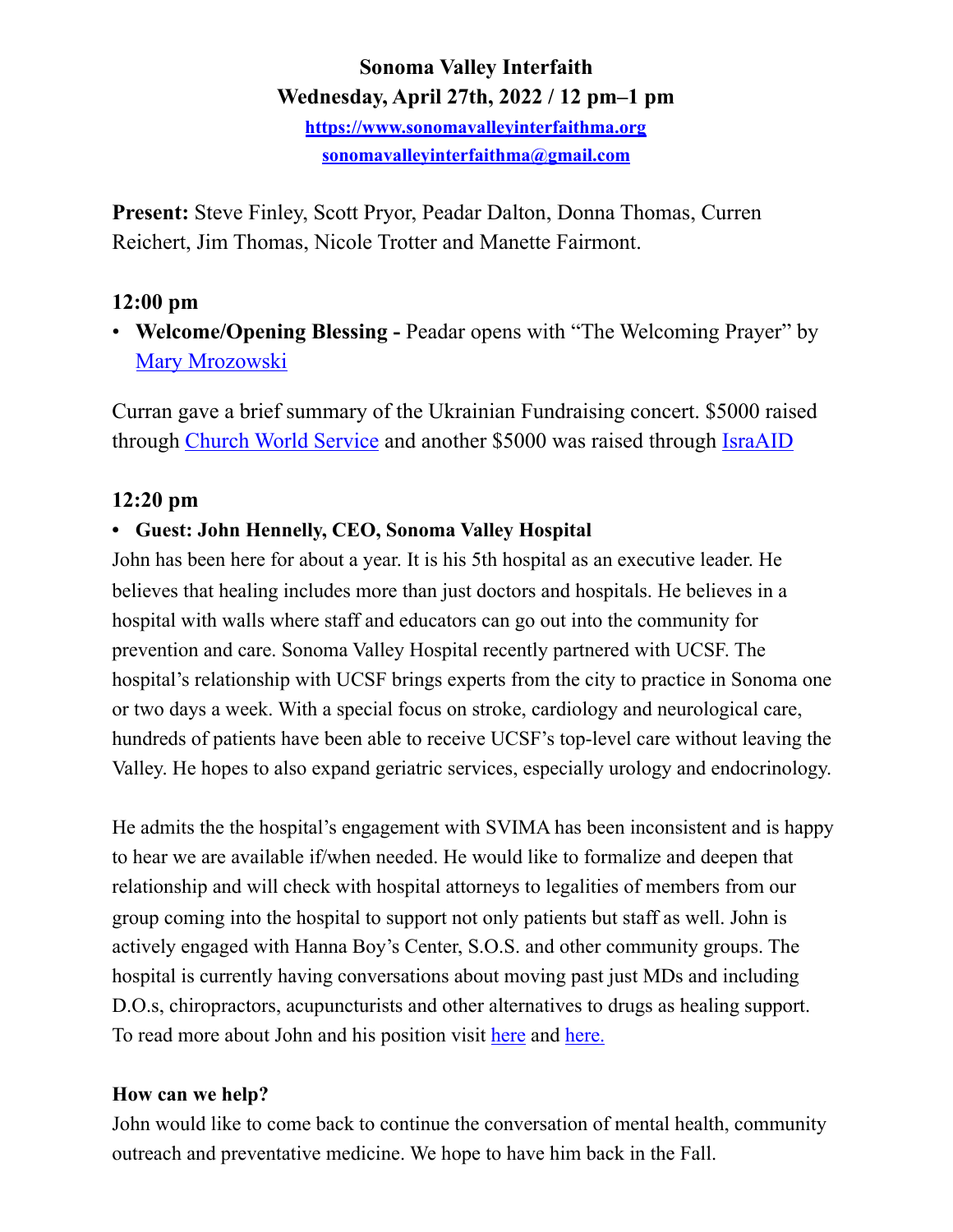**Sonoma Valley Interfaith**
**Wednesday, April 27th, 2022 / 12 pm–1 pm**
**[https://www.sonomavalleyinterfaithma.org](https://www.sonomavalleyinterfaithma.org)**
**[sonomavalleyinterfaithma@gmail.com](mailto:sonomavalleyinterfaithma@gmail.com)**

**Present:** Steve Finley, Scott Pryor, Peadar Dalton, Donna Thomas, Curren Reichert, Jim Thomas, Nicole Trotter and Manette Fairmont.

### 12:00 pm

- **Welcome/Opening Blessing -** Peadar opens with "The Welcoming Prayer" by Mary Mrozowski

Curran gave a brief summary of the Ukrainian Fundraising concert. $5000 raised through Church World Service and another $5000 was raised through IsraAID

### 12:20 pm

- **Guest: John Hennelly, CEO, Sonoma Valley Hospital**

John has been here for about a year. It is his 5th hospital as an executive leader. He believes that healing includes more than just doctors and hospitals. He believes in a hospital with walls where staff and educators can go out into the community for prevention and care. Sonoma Valley Hospital recently partnered with UCSF. The hospital's relationship with UCSF brings experts from the city to practice in Sonoma one or two days a week. With a special focus on stroke, cardiology and neurological care, hundreds of patients have been able to receive UCSF's top-level care without leaving the Valley. He hopes to also expand geriatric services, especially urology and endocrinology.

He admits the the hospital's engagement with SVIMA has been inconsistent and is happy to hear we are available if/when needed. He would like to formalize and deepen that relationship and will check with hospital attorneys to legalities of members from our group coming into the hospital to support not only patients but staff as well. John is actively engaged with Hanna Boy's Center, S.O.S. and other community groups. The hospital is currently having conversations about moving past just MDs and including D.O.s, chiropractors, acupuncturists and other alternatives to drugs as healing support. To read more about John and his position visit here and here.

**How can we help?**

John would like to come back to continue the conversation of mental health, community outreach and preventative medicine. We hope to have him back in the Fall.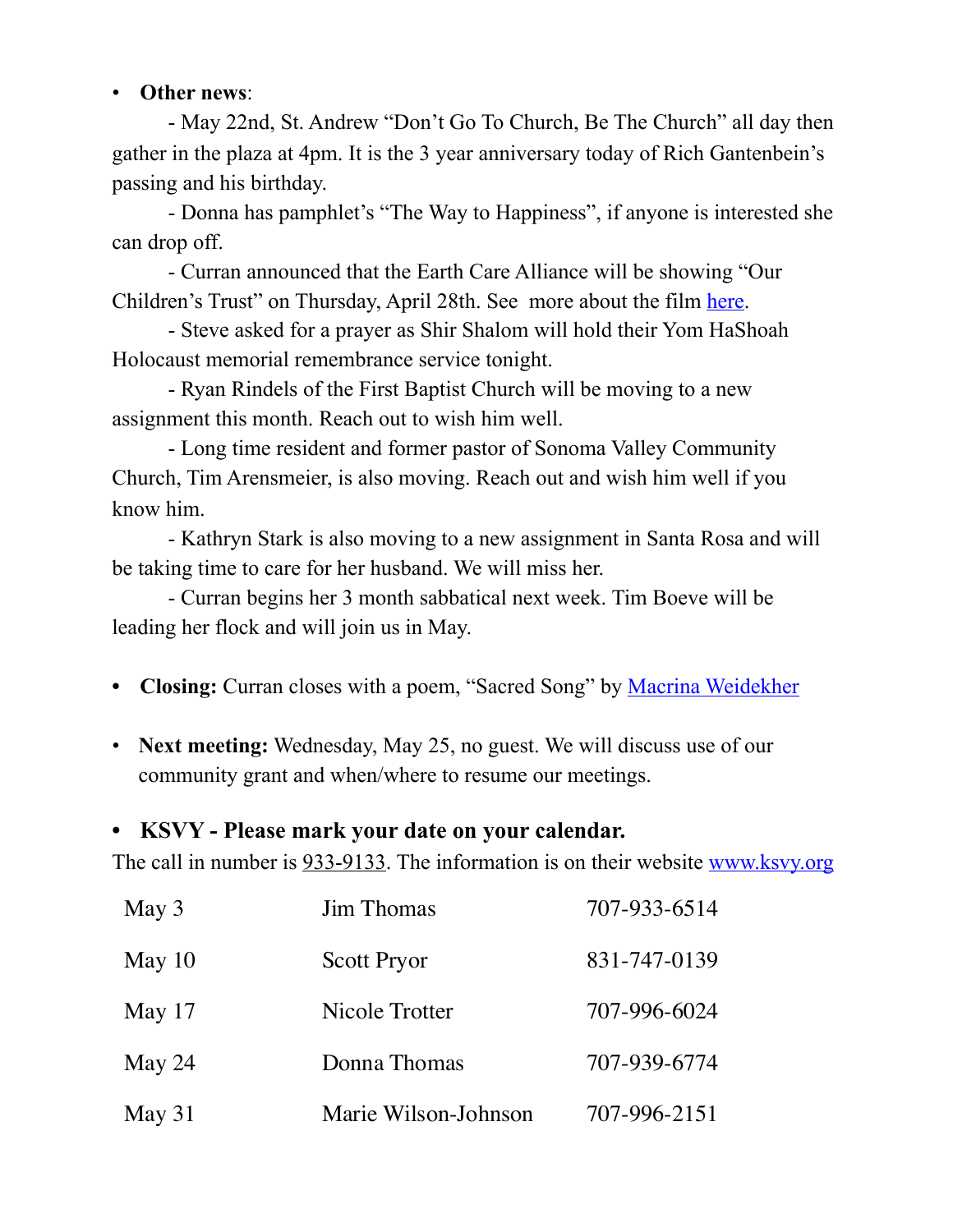- **Other news**:

  - May 22nd, St. Andrew "Don't Go To Church, Be The Church" all day then gather in the plaza at 4pm. It is the 3 year anniversary today of Rich Gantenbein's passing and his birthday.

  - Donna has pamphlet's "The Way to Happiness", if anyone is interested she can drop off.

  - Curran announced that the Earth Care Alliance will be showing "Our Children's Trust" on Thursday, April 28th. See more about the film here.

  - Steve asked for a prayer as Shir Shalom will hold their Yom HaShoah Holocaust memorial remembrance service tonight.

  - Ryan Rindels of the First Baptist Church will be moving to a new assignment this month. Reach out to wish him well.

  - Long time resident and former pastor of Sonoma Valley Community Church, Tim Arensmeier, is also moving. Reach out and wish him well if you know him.

  - Kathryn Stark is also moving to a new assignment in Santa Rosa and will be taking time to care for her husband. We will miss her.

  - Curran begins her 3 month sabbatical next week. Tim Boeve will be leading her flock and will join us in May.

- **Closing:** Curran closes with a poem, "Sacred Song" by Macrina Weidekher

- **Next meeting:** Wednesday, May 25, no guest. We will discuss use of our community grant and when/where to resume our meetings.

- **KSVY - Please mark your date on your calendar.**

The call in number is 933-9133. The information is on their website www.ksvy.org

| | | |
|---|---|---|
| May 3 | Jim Thomas | 707-933-6514 |
| May 10 | Scott Pryor | 831-747-0139 |
| May 17 | Nicole Trotter | 707-996-6024 |
| May 24 | Donna Thomas | 707-939-6774 |
| May 31 | Marie Wilson-Johnson | 707-996-2151 |